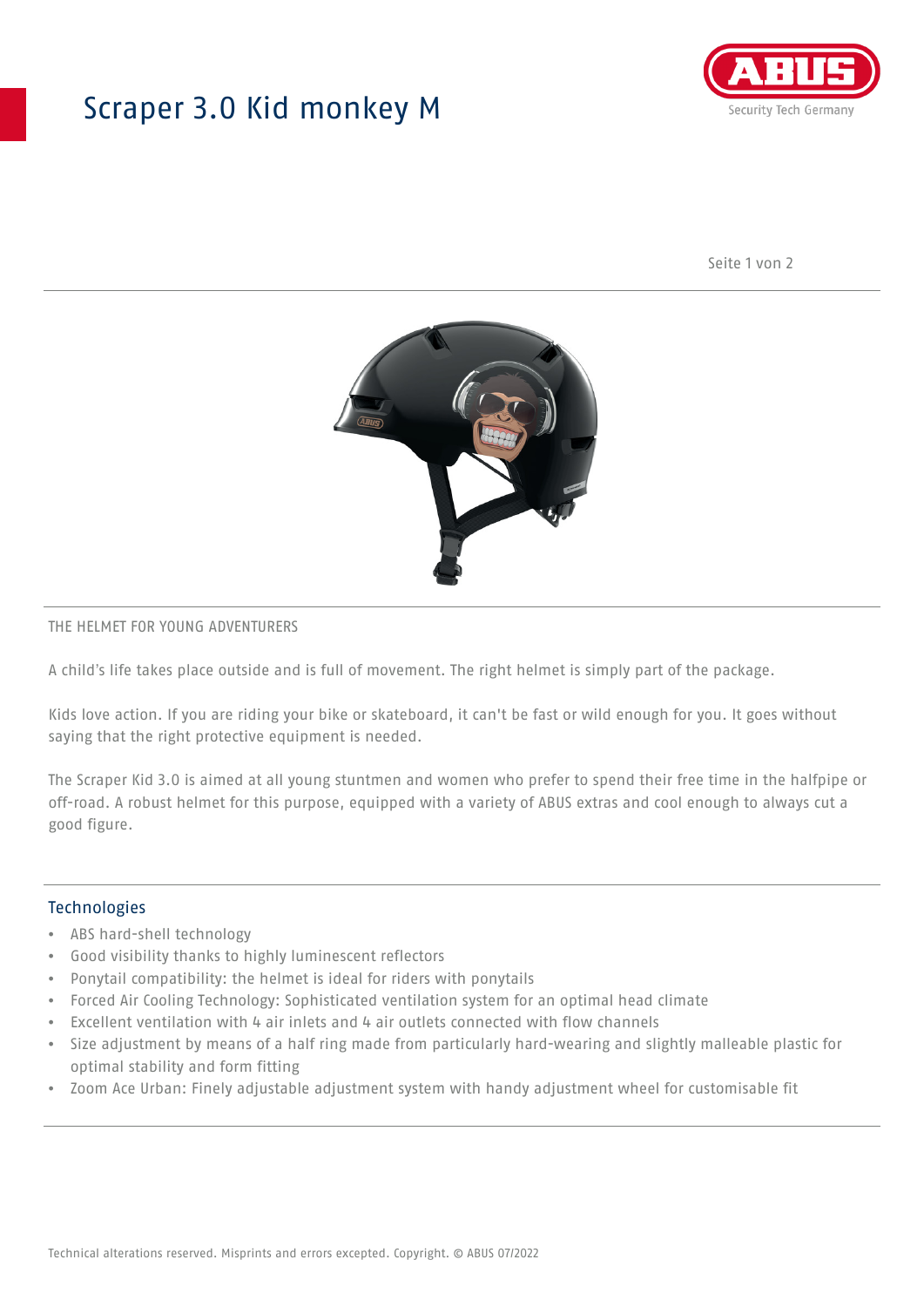# Scraper 3.0 Kid monkey M

THE HELMET FOR YOUNG ADVENTURERS

A child's life takes place outside and is full of movement. The right helmet is simply part of the package.

Kids love action. If you are riding your bike or skateboard, it can't be fast or wild enough for you. It goes without saying that the right protective equipment is needed.

The Scraper Kid 3.0 is aimed at all young stuntmen and women who prefer to spend their free time in the halfpipe or off-road. A robust helmet for this purpose, equipped with a variety of ABUS extras and cool enough to always cut a good figure.

## Technologies

- ABS hard-shell technology
- Good visibility thanks to highly luminescent reflectors
- Ponytail compatibility: the helmet is ideal for riders with ponytails
- Forced Air Cooling Technology: Sophisticated ventilation system for an optimal head climate
- Excellent ventilation with 4 air inlets and 4 air outlets connected with flow channels
- Size adjustment by means of a half ring made from particularly hard-wearing and slightly malleable plastic for optimal stability and form fitting
- Zoom Ace Urban: Finely adjustable adjustment system with handy adjustment wheel for customisable fit

Technical alterations reserved. Misprints and errors excepted. Copyright. © ABUS 07/2022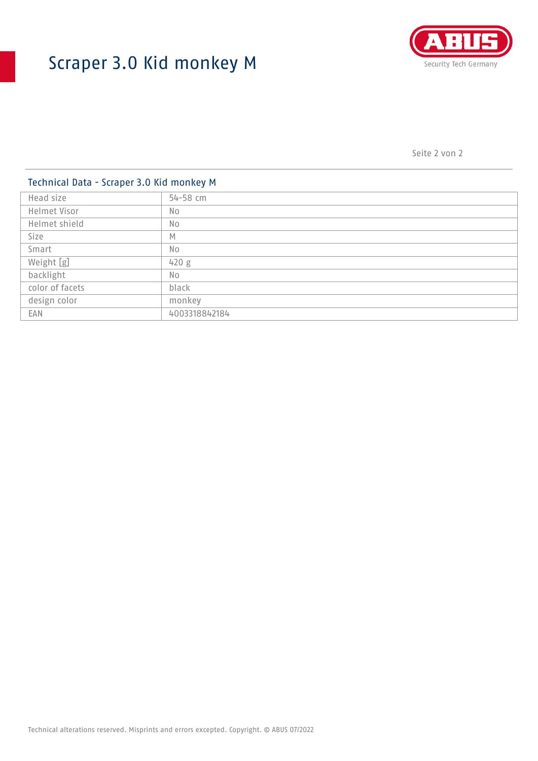# Scraper 3.0 Kid monkey M

## Technical Data - Scraper 3.0 Kid monkey M

| | |
|---|---|
| Head size | 54-58 cm |
| Helmet Visor | No |
| Helmet shield | No |
| Size | M |
| Smart | No |
| Weight [g] | 420 g |
| backlight | No |
| color of facets | black |
| design color | monkey |
| EAN | 4003318842184 |

Technical alterations reserved. Misprints and errors excepted. Copyright. © ABUS 07/2022